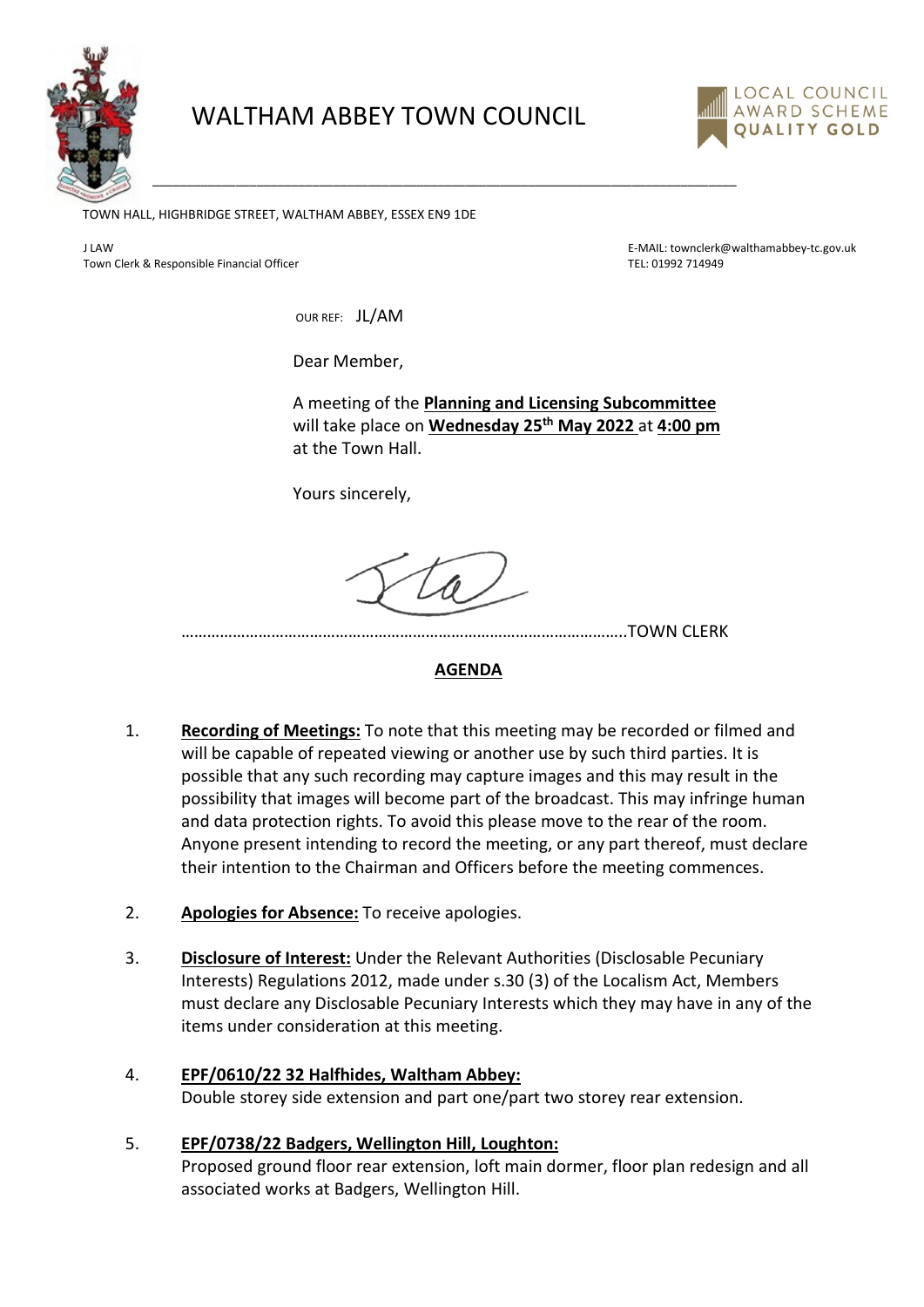# WALTHAM ABBEY TOWN COUNCIL

LOCAL COUNCIL AWARD SCHEME QUALITY GOLD

TOWN HALL, HIGHBRIDGE STREET, WALTHAM ABBEY, ESSEX EN9 1DE

J LAW
Town Clerk & Responsible Financial Officer

E-MAIL: townclerk@walthamabbey-tc.gov.uk
TEL: 01992 714949

OUR REF: JL/AM

Dear Member,

A meeting of the **Planning and Licensing Subcommittee** will take place on **Wednesday 25th May 2022** at **4:00 pm** at the Town Hall.

Yours sincerely,

……………………………………………………………………………………..TOWN CLERK

## AGENDA

1. **Recording of Meetings:** To note that this meeting may be recorded or filmed and will be capable of repeated viewing or another use by such third parties. It is possible that any such recording may capture images and this may result in the possibility that images will become part of the broadcast. This may infringe human and data protection rights. To avoid this please move to the rear of the room. Anyone present intending to record the meeting, or any part thereof, must declare their intention to the Chairman and Officers before the meeting commences.

2. **Apologies for Absence:** To receive apologies.

3. **Disclosure of Interest:** Under the Relevant Authorities (Disclosable Pecuniary Interests) Regulations 2012, made under s.30 (3) of the Localism Act, Members must declare any Disclosable Pecuniary Interests which they may have in any of the items under consideration at this meeting.

4. **EPF/0610/22 32 Halfhides, Waltham Abbey:**
   Double storey side extension and part one/part two storey rear extension.

5. **EPF/0738/22 Badgers, Wellington Hill, Loughton:**
   Proposed ground floor rear extension, loft main dormer, floor plan redesign and all associated works at Badgers, Wellington Hill.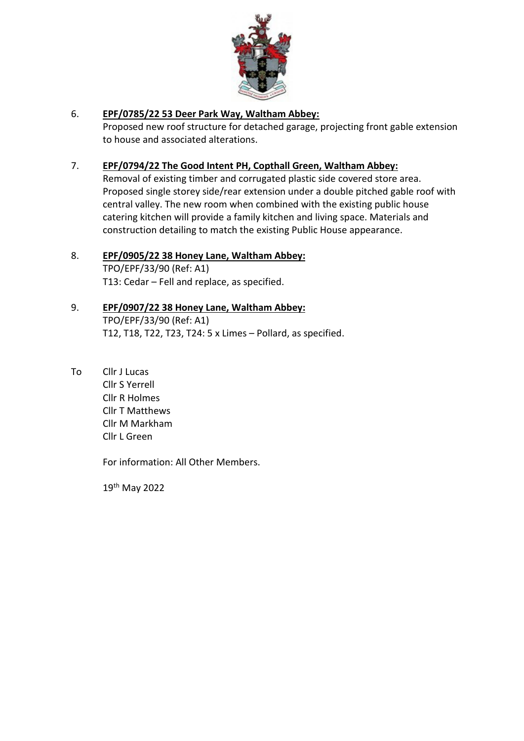6. **EPF/0785/22 53 Deer Park Way, Waltham Abbey:**
   Proposed new roof structure for detached garage, projecting front gable extension to house and associated alterations.

7. **EPF/0794/22 The Good Intent PH, Copthall Green, Waltham Abbey:**
   Removal of existing timber and corrugated plastic side covered store area. Proposed single storey side/rear extension under a double pitched gable roof with central valley. The new room when combined with the existing public house catering kitchen will provide a family kitchen and living space. Materials and construction detailing to match the existing Public House appearance.

8. **EPF/0905/22 38 Honey Lane, Waltham Abbey:**
   TPO/EPF/33/90 (Ref: A1)
   T13: Cedar – Fell and replace, as specified.

9. **EPF/0907/22 38 Honey Lane, Waltham Abbey:**
   TPO/EPF/33/90 (Ref: A1)
   T12, T18, T22, T23, T24: 5 x Limes – Pollard, as specified.

To Cllr J Lucas
Cllr S Yerrell
Cllr R Holmes
Cllr T Matthews
Cllr M Markham
Cllr L Green

For information: All Other Members.

19th May 2022